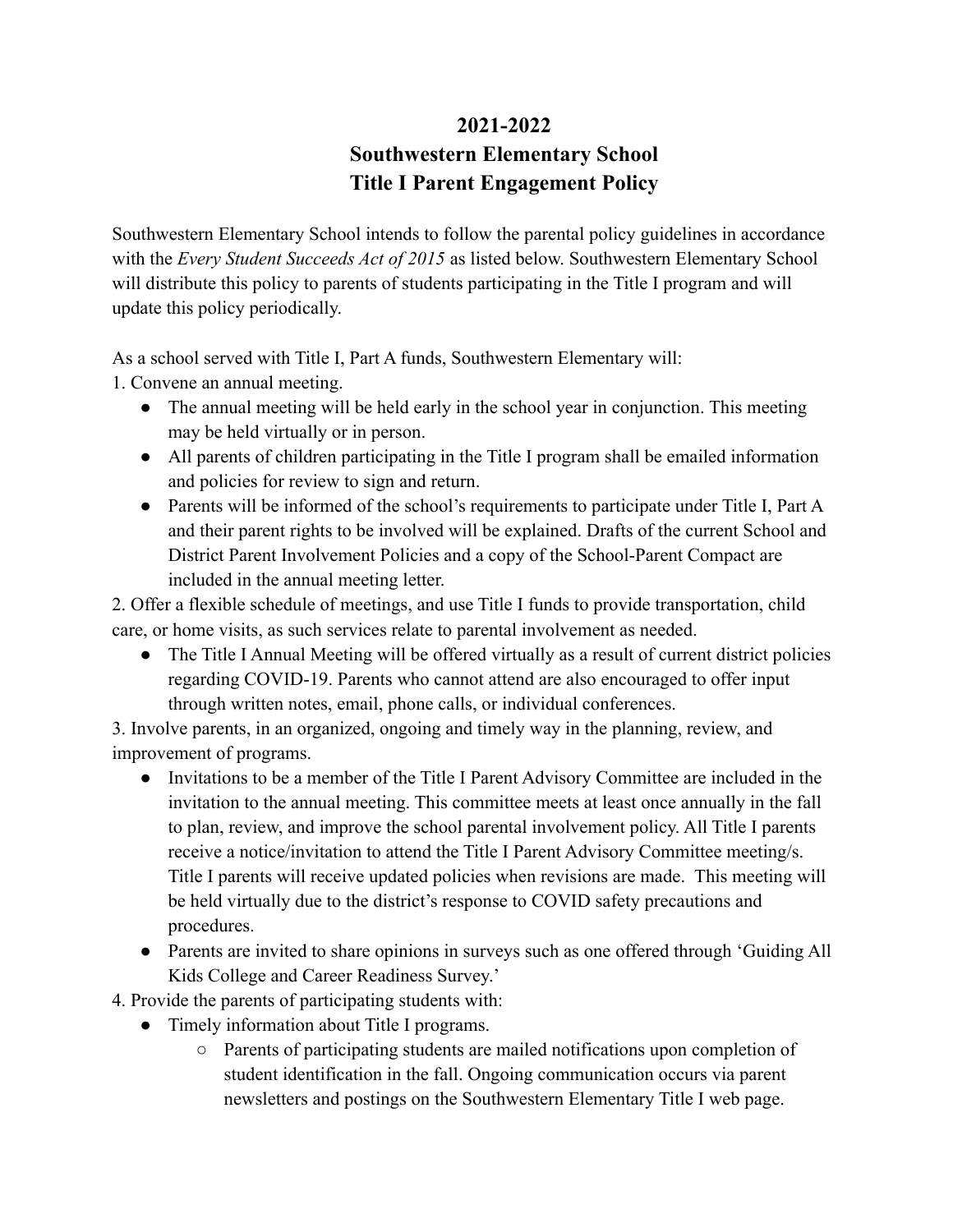# 2021-2022
# Southwestern Elementary School
# Title I Parent Engagement Policy

Southwestern Elementary School intends to follow the parental policy guidelines in accordance with the *Every Student Succeeds Act of 2015* as listed below. Southwestern Elementary School will distribute this policy to parents of students participating in the Title I program and will update this policy periodically.

As a school served with Title I, Part A funds, Southwestern Elementary will:

1. Convene an annual meeting.
   - The annual meeting will be held early in the school year in conjunction. This meeting may be held virtually or in person.
   - All parents of children participating in the Title I program shall be emailed information and policies for review to sign and return.
   - Parents will be informed of the school's requirements to participate under Title I, Part A and their parent rights to be involved will be explained. Drafts of the current School and District Parent Involvement Policies and a copy of the School-Parent Compact are included in the annual meeting letter.
2. Offer a flexible schedule of meetings, and use Title I funds to provide transportation, child care, or home visits, as such services relate to parental involvement as needed.
   - The Title I Annual Meeting will be offered virtually as a result of current district policies regarding COVID-19. Parents who cannot attend are also encouraged to offer input through written notes, email, phone calls, or individual conferences.
3. Involve parents, in an organized, ongoing and timely way in the planning, review, and improvement of programs.
   - Invitations to be a member of the Title I Parent Advisory Committee are included in the invitation to the annual meeting. This committee meets at least once annually in the fall to plan, review, and improve the school parental involvement policy. All Title I parents receive a notice/invitation to attend the Title I Parent Advisory Committee meeting/s. Title I parents will receive updated policies when revisions are made. This meeting will be held virtually due to the district's response to COVID safety precautions and procedures.
   - Parents are invited to share opinions in surveys such as one offered through 'Guiding All Kids College and Career Readiness Survey.'
4. Provide the parents of participating students with:
   - Timely information about Title I programs.
     - Parents of participating students are mailed notifications upon completion of student identification in the fall. Ongoing communication occurs via parent newsletters and postings on the Southwestern Elementary Title I web page.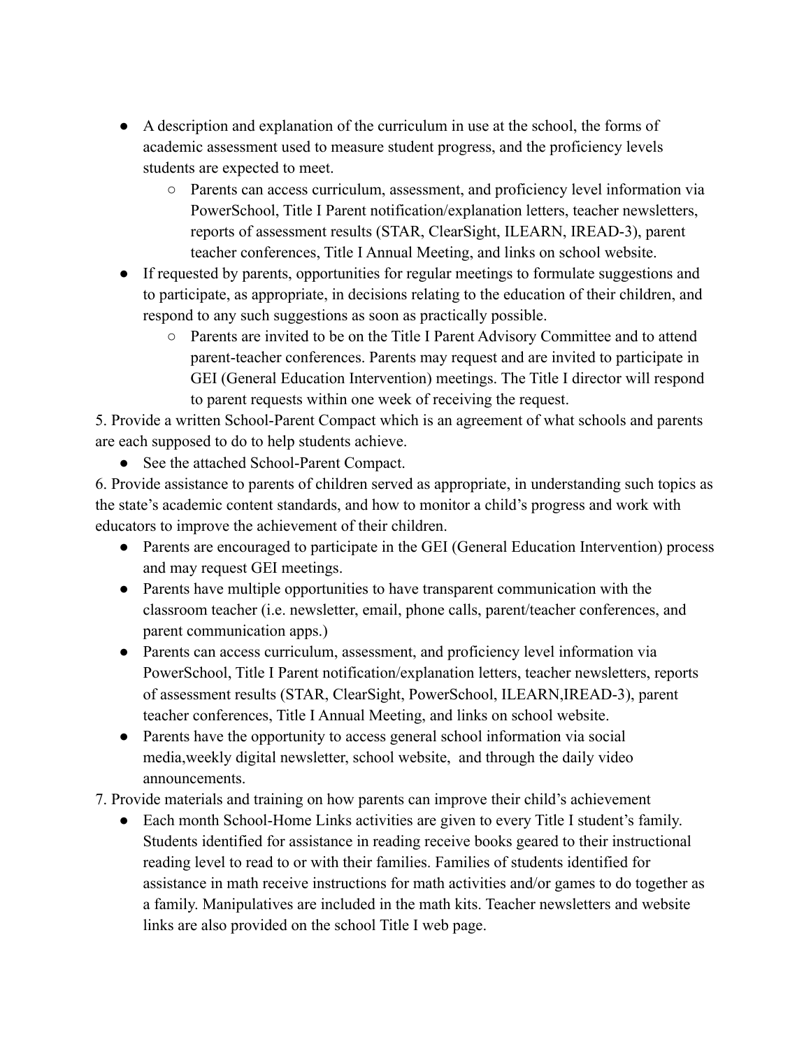- A description and explanation of the curriculum in use at the school, the forms of academic assessment used to measure student progress, and the proficiency levels students are expected to meet.
  - Parents can access curriculum, assessment, and proficiency level information via PowerSchool, Title I Parent notification/explanation letters, teacher newsletters, reports of assessment results (STAR, ClearSight, ILEARN, IREAD-3), parent teacher conferences, Title I Annual Meeting, and links on school website.
- If requested by parents, opportunities for regular meetings to formulate suggestions and to participate, as appropriate, in decisions relating to the education of their children, and respond to any such suggestions as soon as practically possible.
  - Parents are invited to be on the Title I Parent Advisory Committee and to attend parent-teacher conferences. Parents may request and are invited to participate in GEI (General Education Intervention) meetings. The Title I director will respond to parent requests within one week of receiving the request.

5. Provide a written School-Parent Compact which is an agreement of what schools and parents are each supposed to do to help students achieve.

- See the attached School-Parent Compact.

6. Provide assistance to parents of children served as appropriate, in understanding such topics as the state's academic content standards, and how to monitor a child's progress and work with educators to improve the achievement of their children.

- Parents are encouraged to participate in the GEI (General Education Intervention) process and may request GEI meetings.
- Parents have multiple opportunities to have transparent communication with the classroom teacher (i.e. newsletter, email, phone calls, parent/teacher conferences, and parent communication apps.)
- Parents can access curriculum, assessment, and proficiency level information via PowerSchool, Title I Parent notification/explanation letters, teacher newsletters, reports of assessment results (STAR, ClearSight, PowerSchool, ILEARN,IREAD-3), parent teacher conferences, Title I Annual Meeting, and links on school website.
- Parents have the opportunity to access general school information via social media,weekly digital newsletter, school website, and through the daily video announcements.

7. Provide materials and training on how parents can improve their child's achievement

- Each month School-Home Links activities are given to every Title I student's family. Students identified for assistance in reading receive books geared to their instructional reading level to read to or with their families. Families of students identified for assistance in math receive instructions for math activities and/or games to do together as a family. Manipulatives are included in the math kits. Teacher newsletters and website links are also provided on the school Title I web page.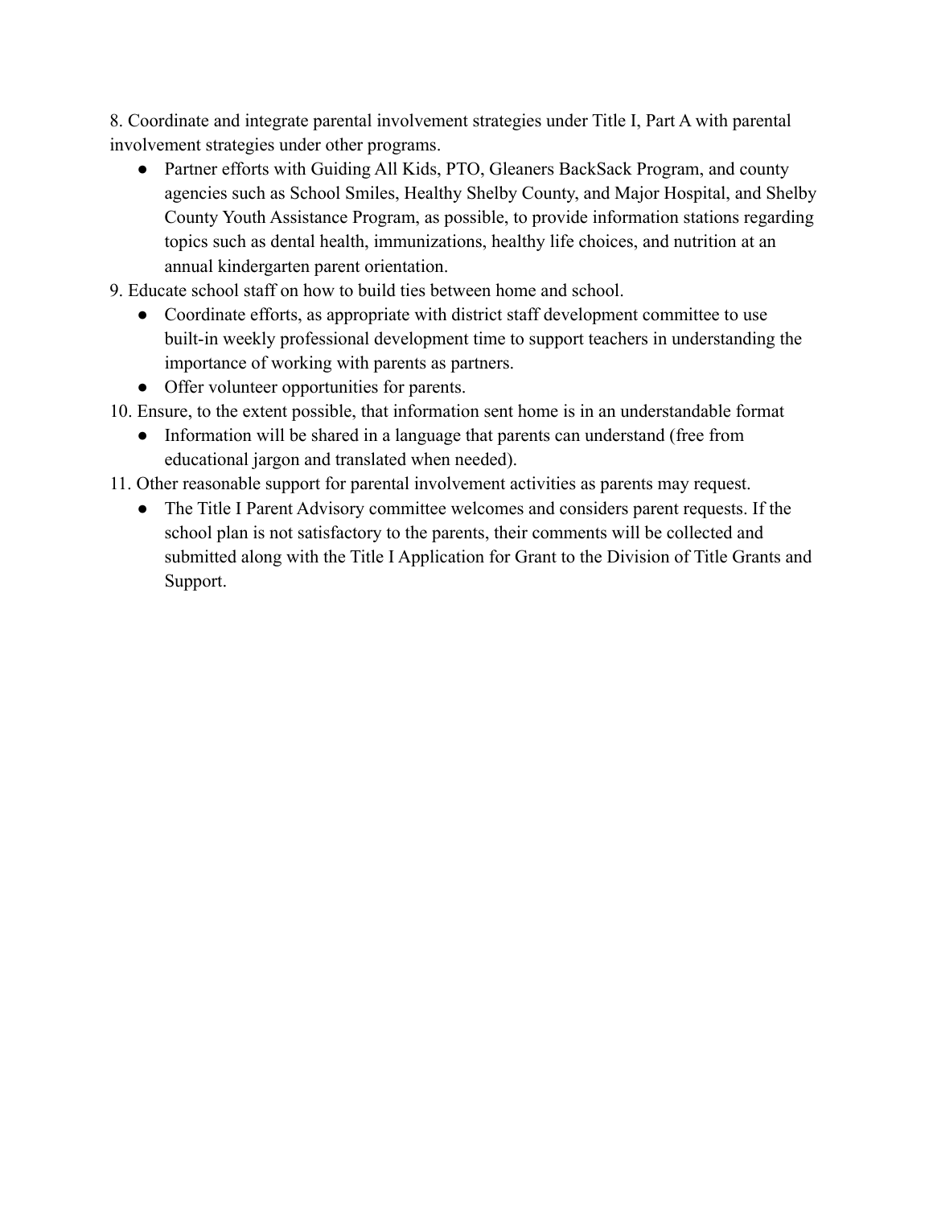8. Coordinate and integrate parental involvement strategies under Title I, Part A with parental involvement strategies under other programs.
    - Partner efforts with Guiding All Kids, PTO, Gleaners BackSack Program, and county agencies such as School Smiles, Healthy Shelby County, and Major Hospital, and Shelby County Youth Assistance Program, as possible, to provide information stations regarding topics such as dental health, immunizations, healthy life choices, and nutrition at an annual kindergarten parent orientation.

9. Educate school staff on how to build ties between home and school.
    - Coordinate efforts, as appropriate with district staff development committee to use built-in weekly professional development time to support teachers in understanding the importance of working with parents as partners.
    - Offer volunteer opportunities for parents.

10. Ensure, to the extent possible, that information sent home is in an understandable format
    - Information will be shared in a language that parents can understand (free from educational jargon and translated when needed).

11. Other reasonable support for parental involvement activities as parents may request.
    - The Title I Parent Advisory committee welcomes and considers parent requests. If the school plan is not satisfactory to the parents, their comments will be collected and submitted along with the Title I Application for Grant to the Division of Title Grants and Support.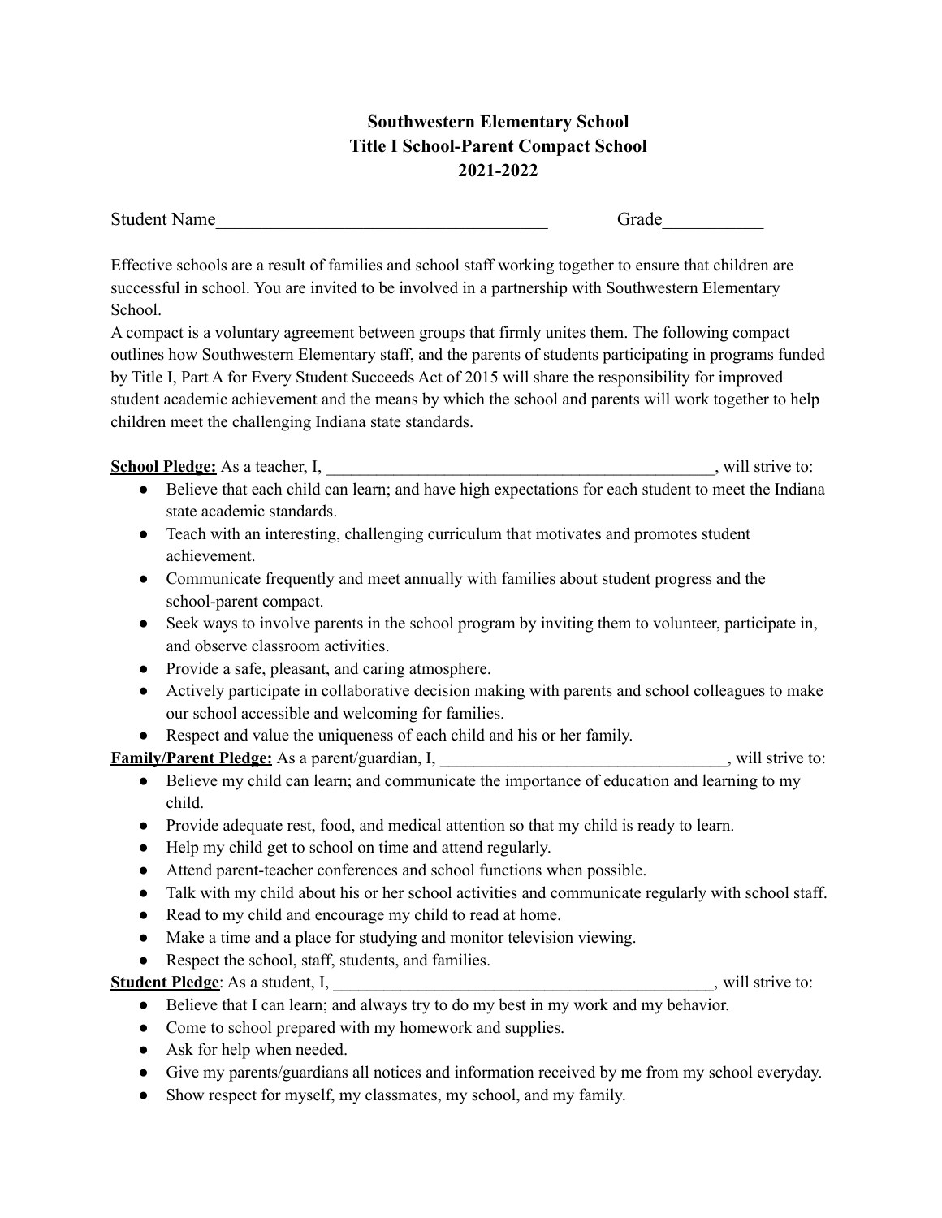**Southwestern Elementary School**
**Title I School-Parent Compact School**
**2021-2022**

Student Name_____________________________________ Grade___________

Effective schools are a result of families and school staff working together to ensure that children are successful in school. You are invited to be involved in a partnership with Southwestern Elementary School.

A compact is a voluntary agreement between groups that firmly unites them. The following compact outlines how Southwestern Elementary staff, and the parents of students participating in programs funded by Title I, Part A for Every Student Succeeds Act of 2015 will share the responsibility for improved student academic achievement and the means by which the school and parents will work together to help children meet the challenging Indiana state standards.

**School Pledge:** As a teacher, I, ________________________________________________, will strive to:

- Believe that each child can learn; and have high expectations for each student to meet the Indiana state academic standards.
- Teach with an interesting, challenging curriculum that motivates and promotes student achievement.
- Communicate frequently and meet annually with families about student progress and the school-parent compact.
- Seek ways to involve parents in the school program by inviting them to volunteer, participate in, and observe classroom activities.
- Provide a safe, pleasant, and caring atmosphere.
- Actively participate in collaborative decision making with parents and school colleagues to make our school accessible and welcoming for families.
- Respect and value the uniqueness of each child and his or her family.

**Family/Parent Pledge:** As a parent/guardian, I, ___________________________________, will strive to:

- Believe my child can learn; and communicate the importance of education and learning to my child.
- Provide adequate rest, food, and medical attention so that my child is ready to learn.
- Help my child get to school on time and attend regularly.
- Attend parent-teacher conferences and school functions when possible.
- Talk with my child about his or her school activities and communicate regularly with school staff.
- Read to my child and encourage my child to read at home.
- Make a time and a place for studying and monitor television viewing.
- Respect the school, staff, students, and families.

**Student Pledge**: As a student, I, _______________________________________________, will strive to:

- Believe that I can learn; and always try to do my best in my work and my behavior.
- Come to school prepared with my homework and supplies.
- Ask for help when needed.
- Give my parents/guardians all notices and information received by me from my school everyday.
- Show respect for myself, my classmates, my school, and my family.